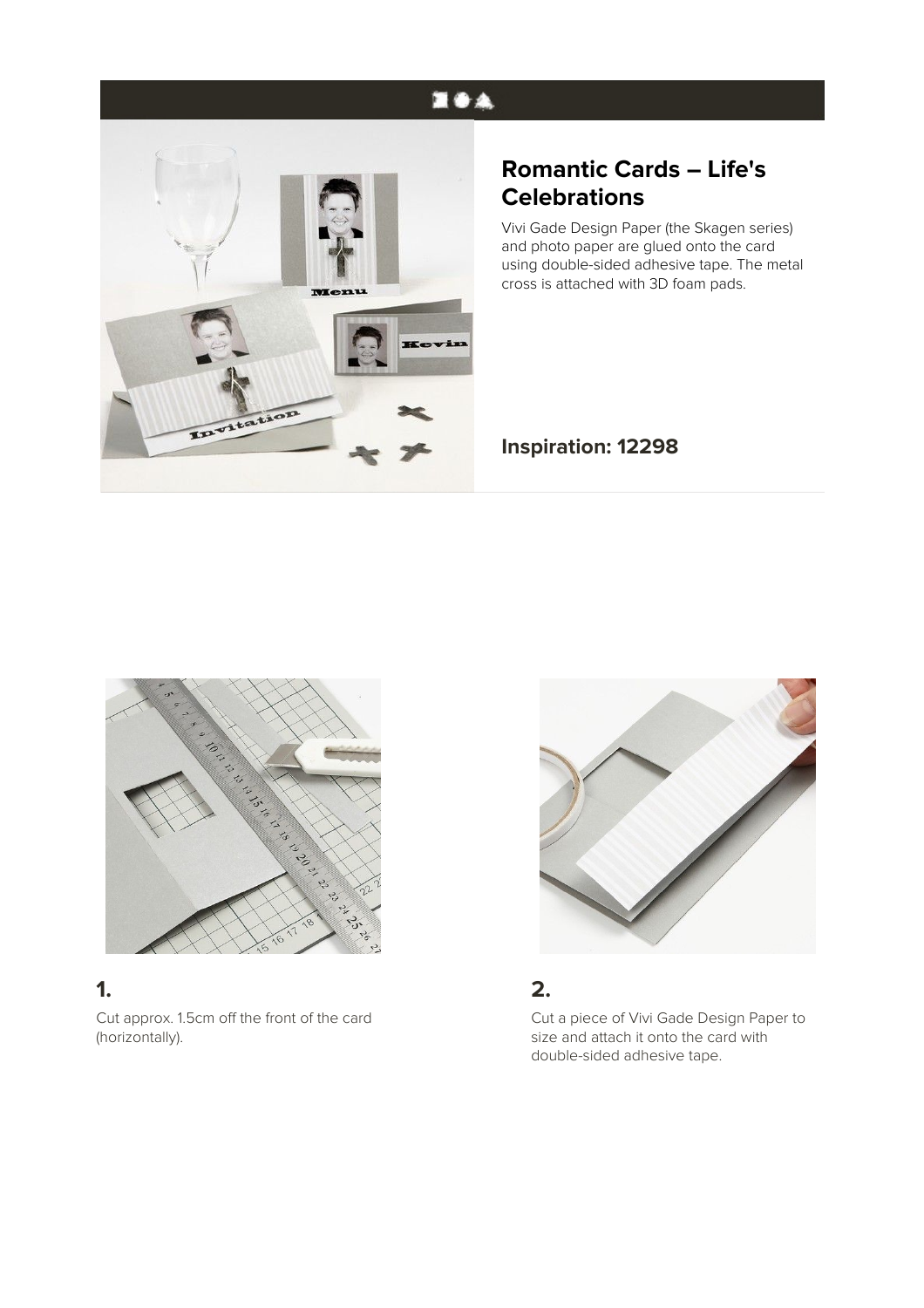# Romantic Cards – Life's Celebrations

Vivi Gade Design Paper (the Skagen series) and photo paper are glued onto the card using double-sided adhesive tape. The metal cross is attached with 3D foam pads.

## Inspiration: 12298

### 1.

Cut approx. 1.5cm off the front of the card (horizontally).

### 2.

Cut a piece of Vivi Gade Design Paper to size and attach it onto the card with double-sided adhesive tape.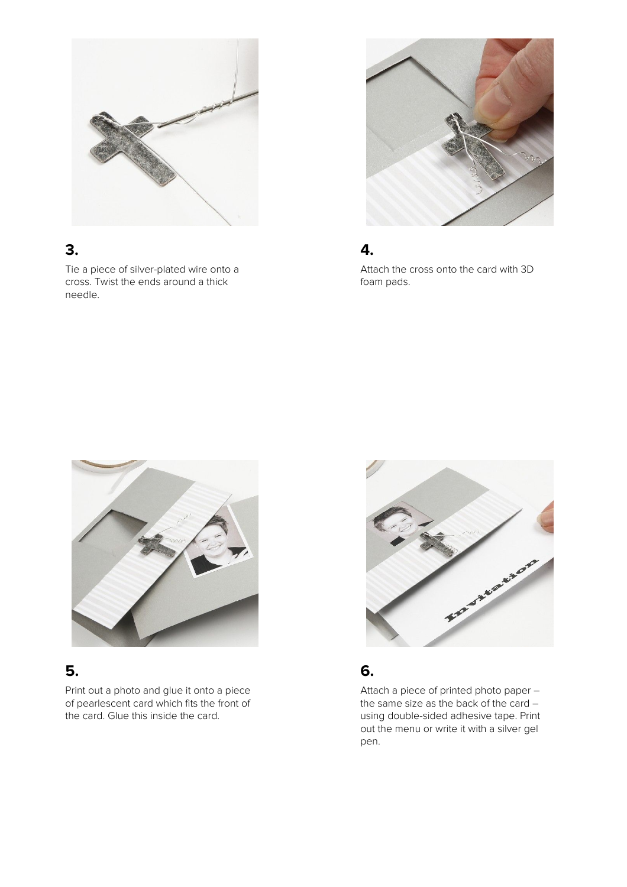**3.**

Tie a piece of silver-plated wire onto a cross. Twist the ends around a thick needle.

**4.**

Attach the cross onto the card with 3D foam pads.

**5.**

Print out a photo and glue it onto a piece of pearlescent card which fits the front of the card. Glue this inside the card.

**6.**

Attach a piece of printed photo paper – the same size as the back of the card – using double-sided adhesive tape. Print out the menu or write it with a silver gel pen.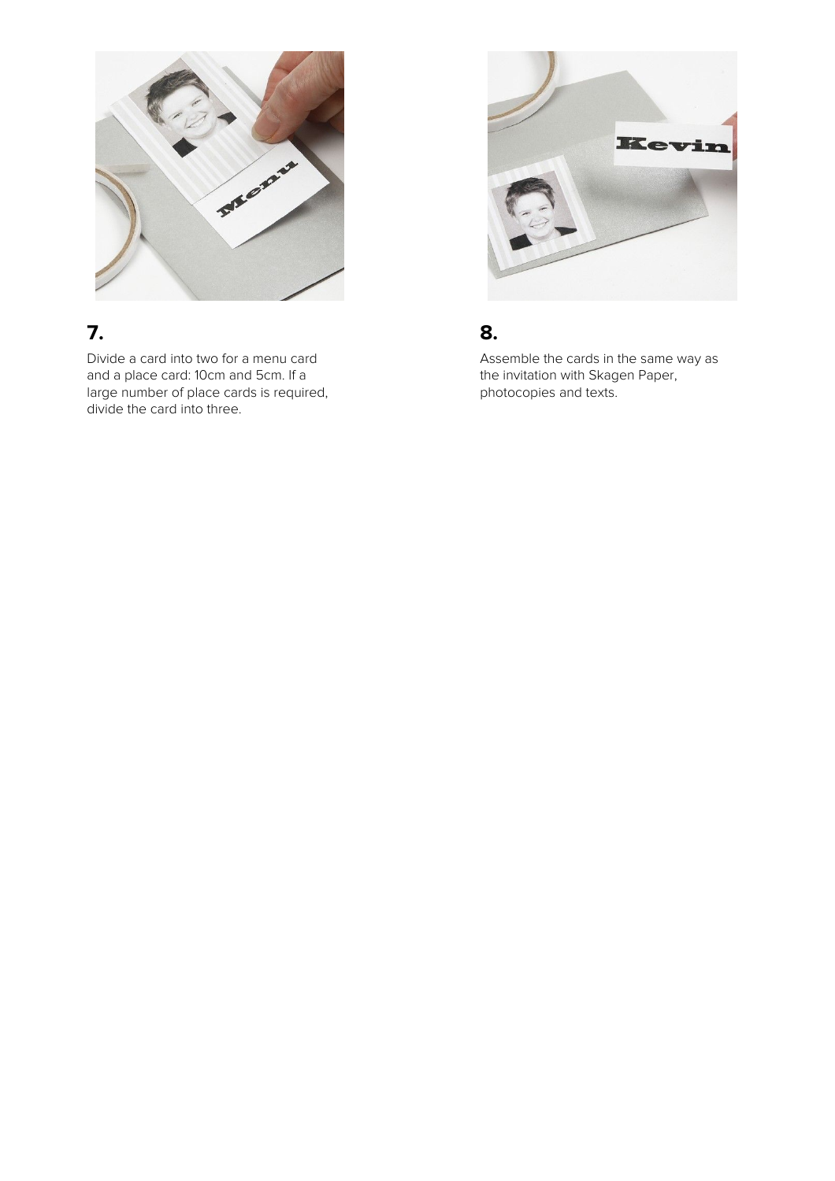**7.**

Divide a card into two for a menu card and a place card: 10cm and 5cm. If a large number of place cards is required, divide the card into three.

**8.**

Assemble the cards in the same way as the invitation with Skagen Paper, photocopies and texts.